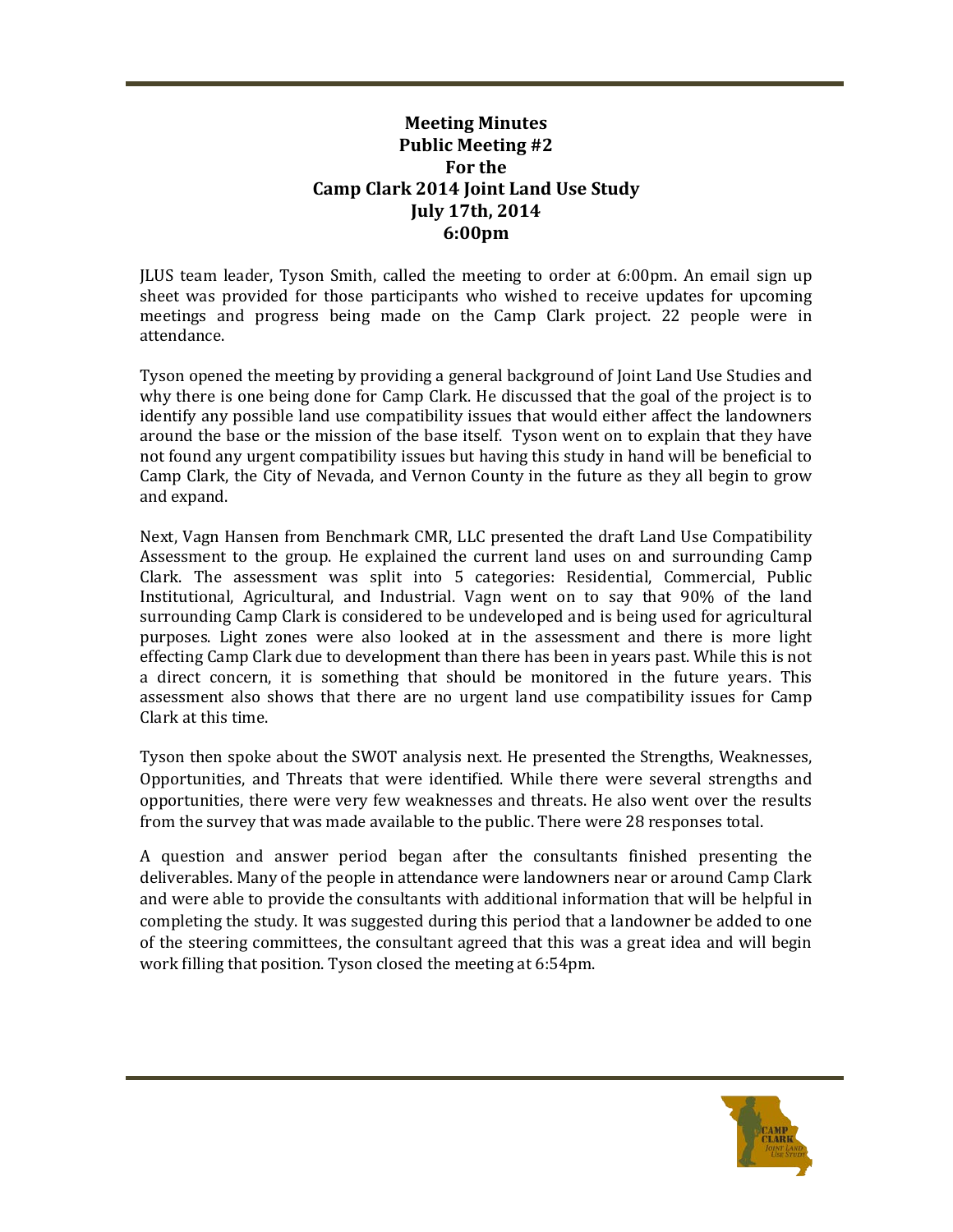# Meeting Minutes
## Public Meeting #2
## For the
## Camp Clark 2014 Joint Land Use Study
## July 17th, 2014
## 6:00pm

JLUS team leader, Tyson Smith, called the meeting to order at 6:00pm. An email sign up sheet was provided for those participants who wished to receive updates for upcoming meetings and progress being made on the Camp Clark project. 22 people were in attendance.

Tyson opened the meeting by providing a general background of Joint Land Use Studies and why there is one being done for Camp Clark. He discussed that the goal of the project is to identify any possible land use compatibility issues that would either affect the landowners around the base or the mission of the base itself. Tyson went on to explain that they have not found any urgent compatibility issues but having this study in hand will be beneficial to Camp Clark, the City of Nevada, and Vernon County in the future as they all begin to grow and expand.

Next, Vagn Hansen from Benchmark CMR, LLC presented the draft Land Use Compatibility Assessment to the group. He explained the current land uses on and surrounding Camp Clark. The assessment was split into 5 categories: Residential, Commercial, Public Institutional, Agricultural, and Industrial. Vagn went on to say that 90% of the land surrounding Camp Clark is considered to be undeveloped and is being used for agricultural purposes. Light zones were also looked at in the assessment and there is more light effecting Camp Clark due to development than there has been in years past. While this is not a direct concern, it is something that should be monitored in the future years. This assessment also shows that there are no urgent land use compatibility issues for Camp Clark at this time.

Tyson then spoke about the SWOT analysis next. He presented the Strengths, Weaknesses, Opportunities, and Threats that were identified. While there were several strengths and opportunities, there were very few weaknesses and threats. He also went over the results from the survey that was made available to the public. There were 28 responses total.

A question and answer period began after the consultants finished presenting the deliverables. Many of the people in attendance were landowners near or around Camp Clark and were able to provide the consultants with additional information that will be helpful in completing the study. It was suggested during this period that a landowner be added to one of the steering committees, the consultant agreed that this was a great idea and will begin work filling that position. Tyson closed the meeting at 6:54pm.